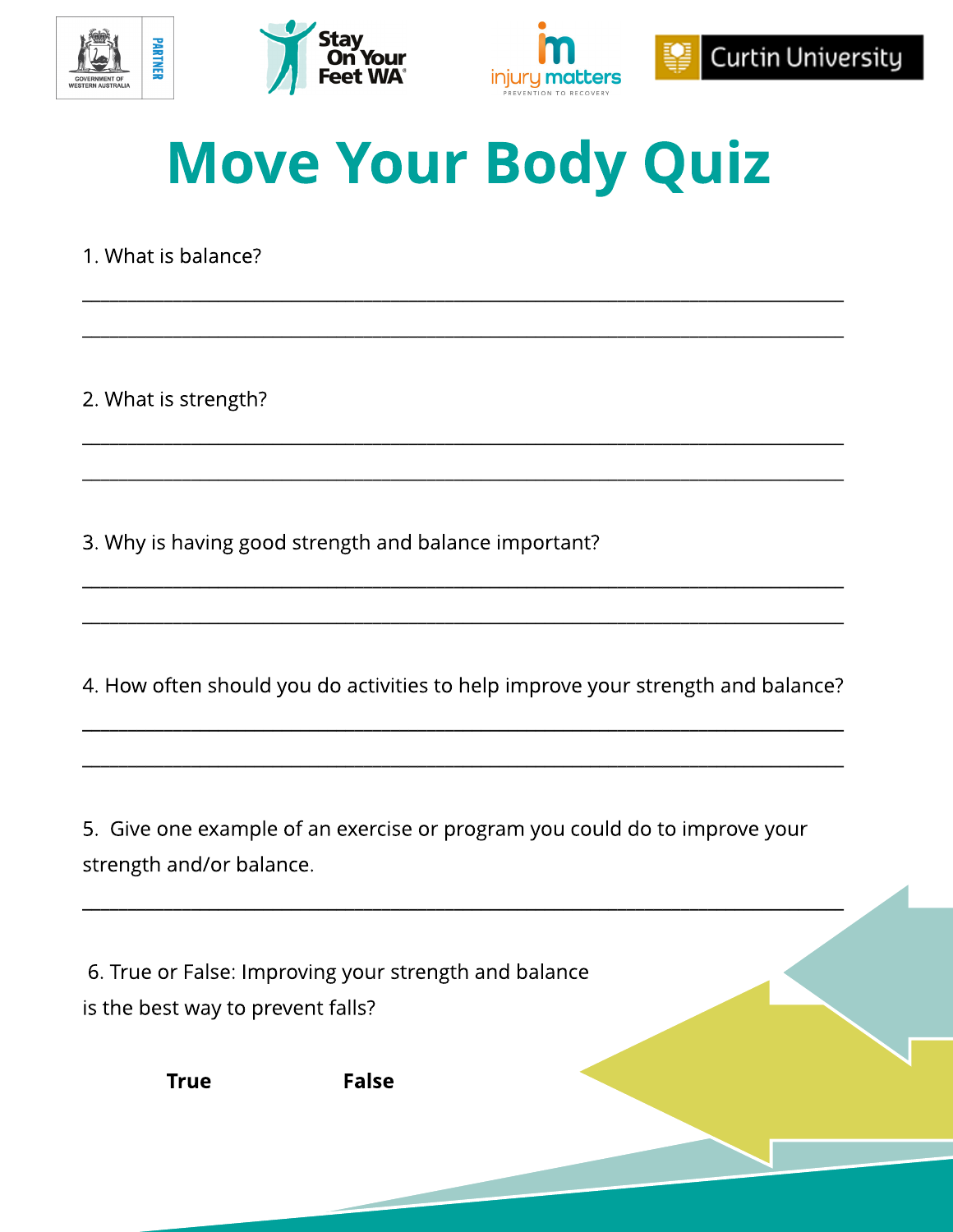# Move Your Body Quiz

1. What is balance?

___________________________________________________________________________

___________________________________________________________________________

2. What is strength?

___________________________________________________________________________

___________________________________________________________________________

3. Why is having good strength and balance important?

___________________________________________________________________________

___________________________________________________________________________

4. How often should you do activities to help improve your strength and balance?

___________________________________________________________________________

___________________________________________________________________________

5. Give one example of an exercise or program you could do to improve your strength and/or balance.

___________________________________________________________________________

6. True or False: Improving your strength and balance is the best way to prevent falls?

**True** **False**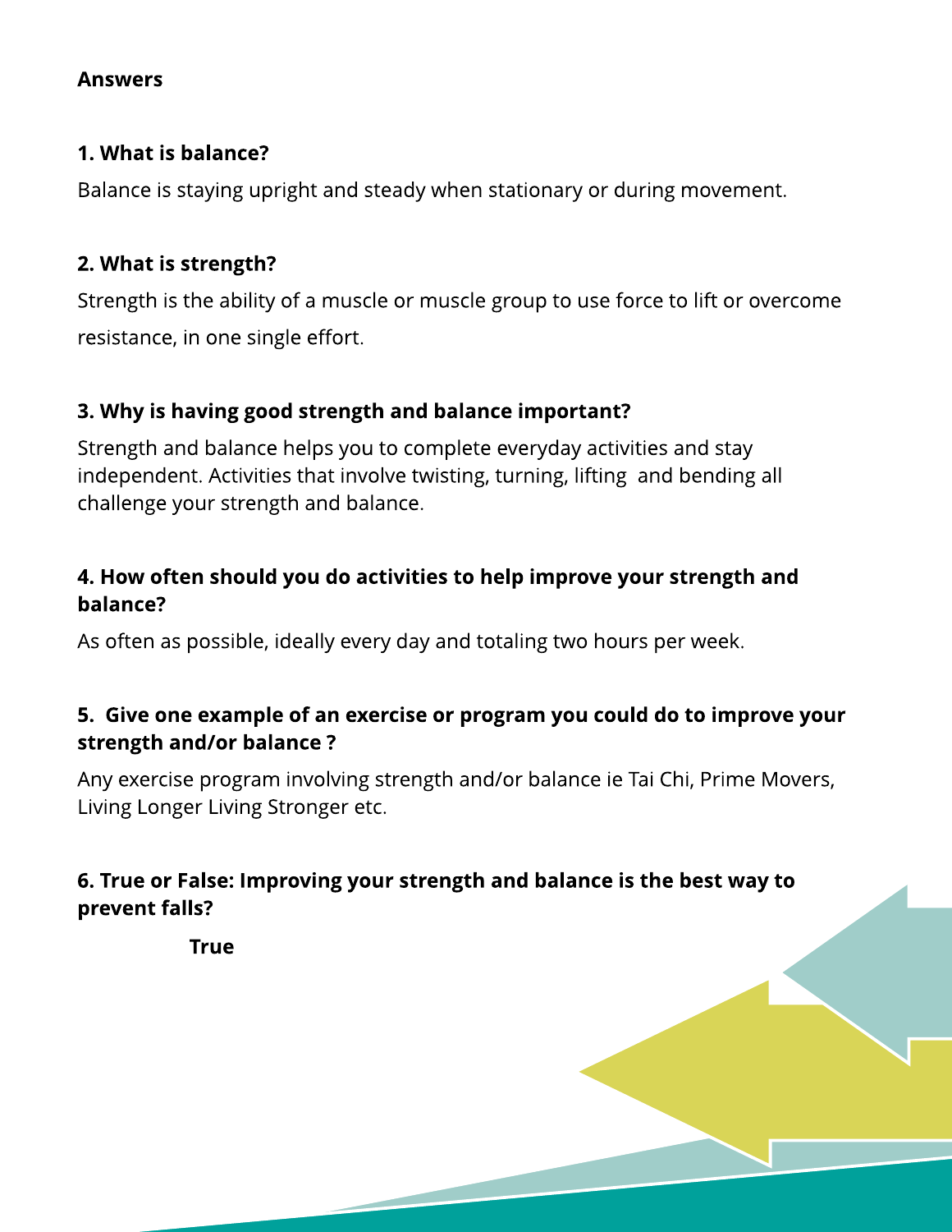**Answers**

**1. What is balance?**

Balance is staying upright and steady when stationary or during movement.

**2. What is strength?**

Strength is the ability of a muscle or muscle group to use force to lift or overcome resistance, in one single effort.

**3. Why is having good strength and balance important?**

Strength and balance helps you to complete everyday activities and stay independent. Activities that involve twisting, turning, lifting and bending all challenge your strength and balance.

**4. How often should you do activities to help improve your strength and balance?**

As often as possible, ideally every day and totaling two hours per week.

**5. Give one example of an exercise or program you could do to improve your strength and/or balance ?**

Any exercise program involving strength and/or balance ie Tai Chi, Prime Movers, Living Longer Living Stronger etc.

**6. True or False: Improving your strength and balance is the best way to prevent falls?**

**True**